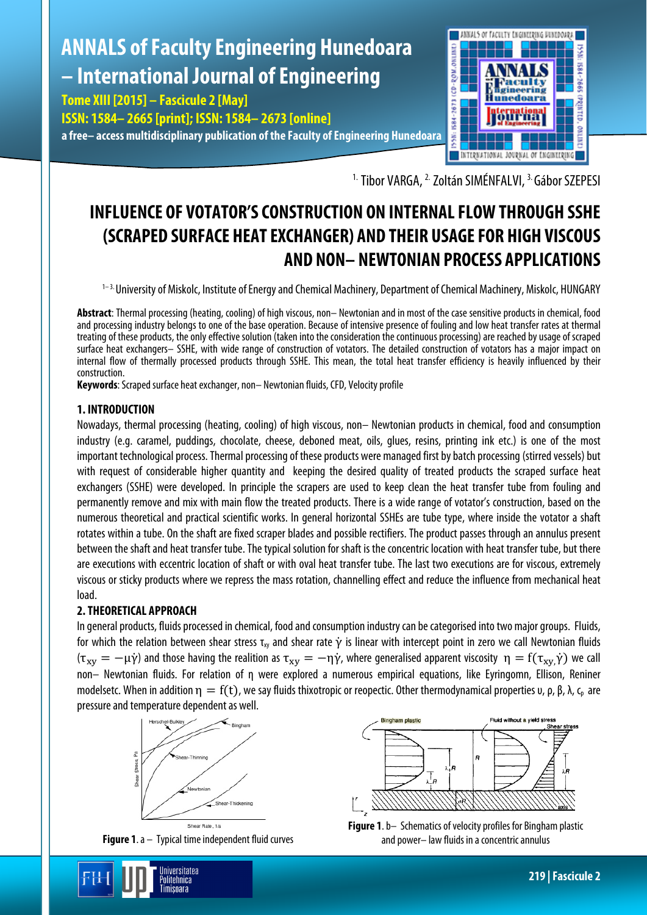[1.] Tibor VARGA, [2.] Zoltán SIMÉNFALVI, [3.] Gábor SZEPESI

# INFLUENCE OF VOTATOR'S CONSTRUCTION ON INTERNAL FLOW THROUGH SSHE (SCRAPED SURFACE HEAT EXCHANGER) AND THEIR USAGE FOR HIGH VISCOUS AND NON– NEWTONIAN PROCESS APPLICATIONS

[1–3.] University of Miskolc, Institute of Energy and Chemical Machinery, Department of Chemical Machinery, Miskolc, HUNGARY

**Abstract**: Thermal processing (heating, cooling) of high viscous, non– Newtonian and in most of the case sensitive products in chemical, food and processing industry belongs to one of the base operation. Because of intensive presence of fouling and low heat transfer rates at thermal treating of these products, the only effective solution (taken into the consideration the continuous processing) are reached by usage of scraped surface heat exchangers– SSHE, with wide range of construction of votators. The detailed construction of votators has a major impact on internal flow of thermally processed products through SSHE. This mean, the total heat transfer efficiency is heavily influenced by their construction.

**Keywords**: Scraped surface heat exchanger, non– Newtonian fluids, CFD, Velocity profile

## 1. INTRODUCTION

Nowadays, thermal processing (heating, cooling) of high viscous, non– Newtonian products in chemical, food and consumption industry (e.g. caramel, puddings, chocolate, cheese, deboned meat, oils, glues, resins, printing ink etc.) is one of the most important technological process. Thermal processing of these products were managed first by batch processing (stirred vessels) but with request of considerable higher quantity and keeping the desired quality of treated products the scraped surface heat exchangers (SSHE) were developed. In principle the scrapers are used to keep clean the heat transfer tube from fouling and permanently remove and mix with main flow the treated products. There is a wide range of votator's construction, based on the numerous theoretical and practical scientific works. In general horizontal SSHEs are tube type, where inside the votator a shaft rotates within a tube. On the shaft are fixed scraper blades and possible rectifiers. The product passes through an annulus present between the shaft and heat transfer tube. The typical solution for shaft is the concentric location with heat transfer tube, but there are executions with eccentric location of shaft or with oval heat transfer tube. The last two executions are for viscous, extremely viscous or sticky products where we repress the mass rotation, channelling effect and reduce the influence from mechanical heat load.

## 2. THEORETICAL APPROACH

In general products, fluids processed in chemical, food and consumption industry can be categorised into two major groups. Fluids, for which the relation between shear stress $\tau_{xy}$ and shear rate $\dot{\gamma}$ is linear with intercept point in zero we call Newtonian fluids ($\tau_{xy} = -\mu\dot{\gamma}$) and those having the realition as $\tau_{xy} = -\eta\dot{\gamma}$, where generalised apparent viscosity $\eta = f(\tau_{xy}, \dot{\gamma})$ we call non– Newtonian fluids. For relation of $\eta$ were explored a numerous empirical equations, like Eyringomn, Ellison, Reniner modelsetc. When in addition $\eta = f(t)$, we say fluids thixotropic or reopectic. Other thermodynamical properties $\upsilon$, $\rho$, $\beta$, $\lambda$, $c_p$ are pressure and temperature dependent as well.

**Figure 1**. a – Typical time independent fluid curves

**Figure 1**. b– Schematics of velocity profiles for Bingham plastic and power– law fluids in a concentric annulus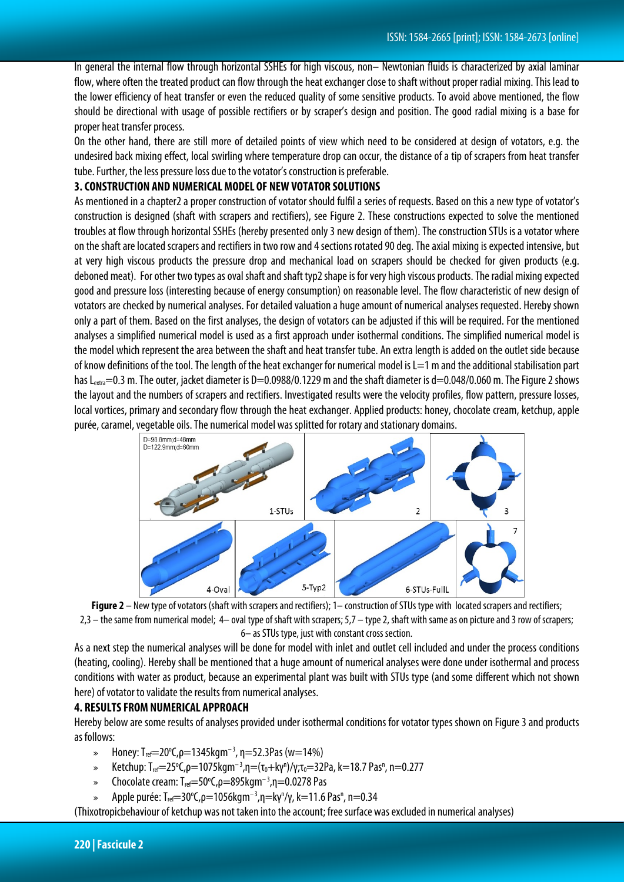In general the internal flow through horizontal SSHEs for high viscous, non– Newtonian fluids is characterized by axial laminar flow, where often the treated product can flow through the heat exchanger close to shaft without proper radial mixing. This lead to the lower efficiency of heat transfer or even the reduced quality of some sensitive products. To avoid above mentioned, the flow should be directional with usage of possible rectifiers or by scraper's design and position. The good radial mixing is a base for proper heat transfer process.

On the other hand, there are still more of detailed points of view which need to be considered at design of votators, e.g. the undesired back mixing effect, local swirling where temperature drop can occur, the distance of a tip of scrapers from heat transfer tube. Further, the less pressure loss due to the votator's construction is preferable.

## 3. CONSTRUCTION AND NUMERICAL MODEL OF NEW VOTATOR SOLUTIONS

As mentioned in a chapter2 a proper construction of votator should fulfil a series of requests. Based on this a new type of votator's construction is designed (shaft with scrapers and rectifiers), see Figure 2. These constructions expected to solve the mentioned troubles at flow through horizontal SSHEs (hereby presented only 3 new design of them). The construction STUs is a votator where on the shaft are located scrapers and rectifiers in two row and 4 sections rotated 90 deg. The axial mixing is expected intensive, but at very high viscous products the pressure drop and mechanical load on scrapers should be checked for given products (e.g. deboned meat). For other two types as oval shaft and shaft typ2 shape is for very high viscous products. The radial mixing expected good and pressure loss (interesting because of energy consumption) on reasonable level. The flow characteristic of new design of votators are checked by numerical analyses. For detailed valuation a huge amount of numerical analyses requested. Hereby shown only a part of them. Based on the first analyses, the design of votators can be adjusted if this will be required. For the mentioned analyses a simplified numerical model is used as a first approach under isothermal conditions. The simplified numerical model is the model which represent the area between the shaft and heat transfer tube. An extra length is added on the outlet side because of know definitions of the tool. The length of the heat exchanger for numerical model is L=1 m and the additional stabilisation part has $L_{extra}$=0.3 m. The outer, jacket diameter is D=0.0988/0.1229 m and the shaft diameter is d=0.048/0.060 m. The Figure 2 shows the layout and the numbers of scrapers and rectifiers. Investigated results were the velocity profiles, flow pattern, pressure losses, local vortices, primary and secondary flow through the heat exchanger. Applied products: honey, chocolate cream, ketchup, apple purée, caramel, vegetable oils. The numerical model was splitted for rotary and stationary domains.

**Figure 2** – New type of votators (shaft with scrapers and rectifiers); 1– construction of STUs type with located scrapers and rectifiers; 2,3 – the same from numerical model; 4– oval type of shaft with scrapers; 5,7 – type 2, shaft with same as on picture and 3 row of scrapers; 6– as STUs type, just with constant cross section.

As a next step the numerical analyses will be done for model with inlet and outlet cell included and under the process conditions (heating, cooling). Hereby shall be mentioned that a huge amount of numerical analyses were done under isothermal and process conditions with water as product, because an experimental plant was built with STUs type (and some different which not shown here) of votator to validate the results from numerical analyses.

## 4. RESULTS FROM NUMERICAL APPROACH

Hereby below are some results of analyses provided under isothermal conditions for votator types shown on Figure 3 and products as follows:

- Honey: $T_{ref}$=20°C, $\rho$=1345kgm$^{-3}$, $\eta$=52.3Pas (w=14%)
- Ketchup: $T_{ref}$=25°C, $\rho$=1075kgm$^{-3}$, $\eta=(\tau_0+k\gamma^n)/\gamma$; $\tau_0$=32Pa, k=18.7 Pas$^n$, n=0.277
- Chocolate cream: $T_{ref}$=50°C, $\rho$=895kgm$^{-3}$, $\eta$=0.0278 Pas
- Apple purée: $T_{ref}$=30°C, $\rho$=1056kgm$^{-3}$, $\eta=k\gamma^n/\gamma$, k=11.6 Pas$^n$, n=0.34

(Thixotropicbehaviour of ketchup was not taken into the account; free surface was excluded in numerical analyses)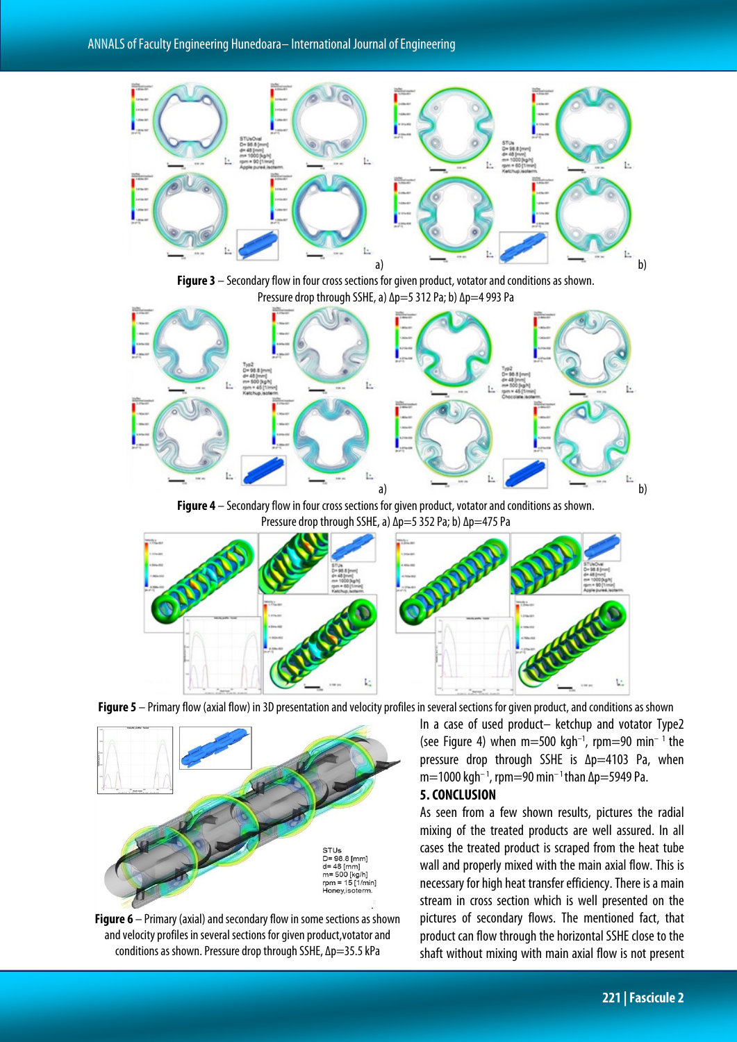Figure 3 – Secondary flow in four cross sections for given product, votator and conditions as shown. Pressure drop through SSHE, a) Δp=5 312 Pa; b) Δp=4 993 Pa

Figure 4 – Secondary flow in four cross sections for given product, votator and conditions as shown. Pressure drop through SSHE, a) Δp=5 352 Pa; b) Δp=475 Pa

Figure 5 – Primary flow (axial flow) in 3D presentation and velocity profiles in several sections for given product, and conditions as shown

Figure 6 – Primary (axial) and secondary flow in some sections as shown and velocity profiles in several sections for given product,votator and conditions as shown. Pressure drop through SSHE, Δp=35.5 kPa

In a case of used product– ketchup and votator Type2 (see Figure 4) when m=500 kgh$^{-1}$, rpm=90 min$^{-1}$ the pressure drop through SSHE is Δp=4103 Pa, when m=1000 kgh$^{-1}$, rpm=90 min$^{-1}$ than Δp=5949 Pa.

## 5. CONCLUSION

As seen from a few shown results, pictures the radial mixing of the treated products are well assured. In all cases the treated product is scraped from the heat tube wall and properly mixed with the main axial flow. This is necessary for high heat transfer efficiency. There is a main stream in cross section which is well presented on the pictures of secondary flows. The mentioned fact, that product can flow through the horizontal SSHE close to the shaft without mixing with main axial flow is not present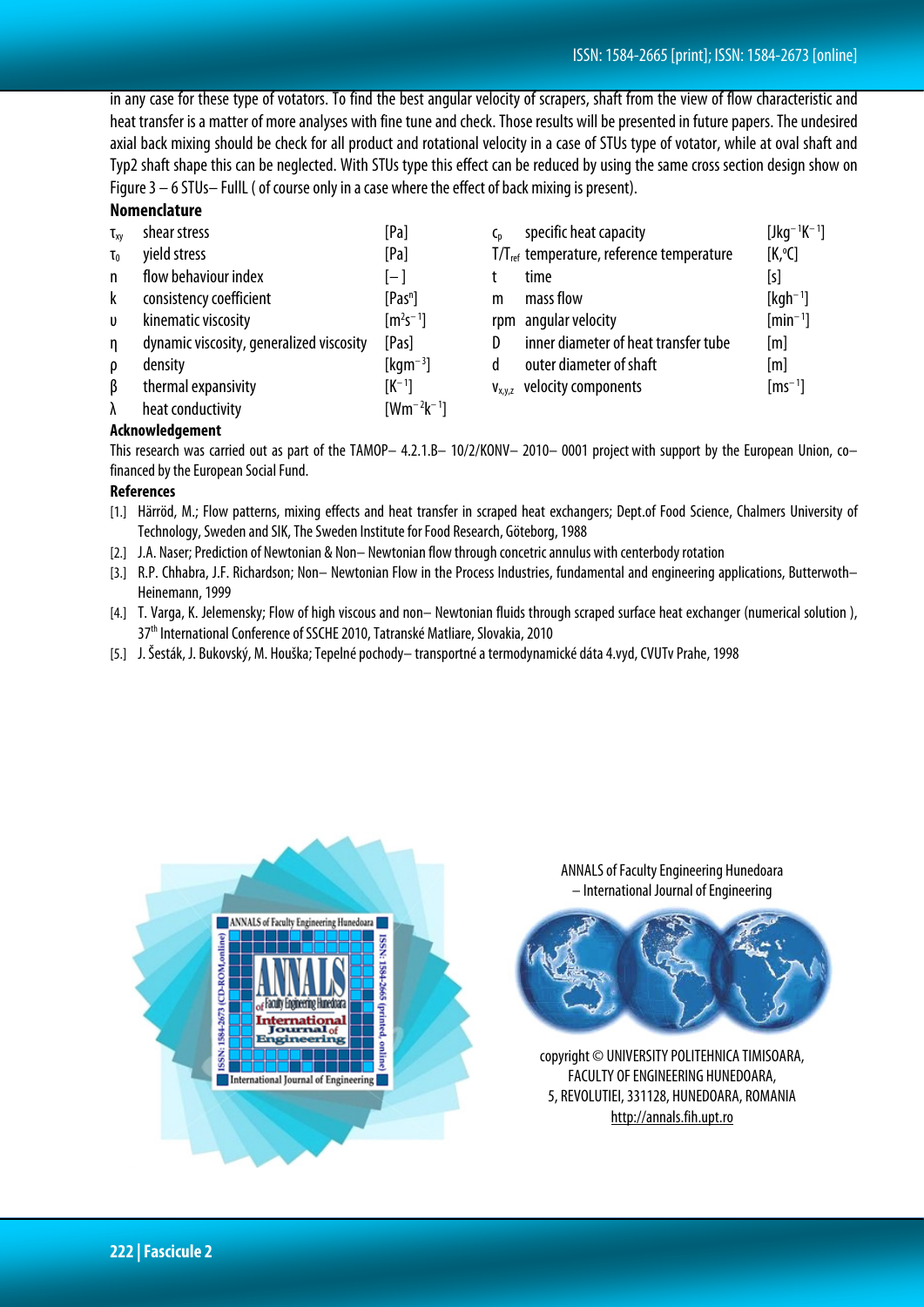in any case for these type of votators. To find the best angular velocity of scrapers, shaft from the view of flow characteristic and heat transfer is a matter of more analyses with fine tune and check. Those results will be presented in future papers. The undesired axial back mixing should be check for all product and rotational velocity in a case of STUs type of votator, while at oval shaft and Typ2 shaft shape this can be neglected. With STUs type this effect can be reduced by using the same cross section design show on Figure 3 – 6 STUs– FullL ( of course only in a case where the effect of back mixing is present).

**Nomenclature**

| | | | | | |
|---|---|---|---|---|---|
| $\tau_{xy}$ | shear stress | [Pa] | $c_p$ | specific heat capacity | [$Jkg^{-1}K^{-1}$] |
| $\tau_0$ | yield stress | [Pa] | $T/T_{ref}$ | temperature, reference temperature | [K,°C] |
| n | flow behaviour index | [–] | t | time | [s] |
| k | consistency coefficient | [$Pas^n$] | m | mass flow | [$kgh^{-1}$] |
| $\upsilon$ | kinematic viscosity | [$m^2s^{-1}$] | rpm | angular velocity | [$min^{-1}$] |
| $\eta$ | dynamic viscosity, generalized viscosity | [Pas] | D | inner diameter of heat transfer tube | [m] |
| $\rho$ | density | [$kgm^{-3}$] | d | outer diameter of shaft | [m] |
| $\beta$ | thermal expansivity | [$K^{-1}$] | $v_{x,y,z}$ | velocity components | [$ms^{-1}$] |
| $\lambda$ | heat conductivity | [$Wm^{-2}k^{-1}$] | | | |

**Acknowledgement**

This research was carried out as part of the TAMOP– 4.2.1.B– 10/2/KONV– 2010– 0001 project with support by the European Union, co–financed by the European Social Fund.

**References**

[1.] Härröd, M.; Flow patterns, mixing effects and heat transfer in scraped heat exchangers; Dept.of Food Science, Chalmers University of Technology, Sweden and SIK, The Sweden Institute for Food Research, Göteborg, 1988

[2.] J.A. Naser; Prediction of Newtonian & Non– Newtonian flow through concetric annulus with centerbody rotation

[3.] R.P. Chhabra, J.F. Richardson; Non– Newtonian Flow in the Process Industries, fundamental and engineering applications, Butterwoth–Heinemann, 1999

[4.] T. Varga, K. Jelemensky; Flow of high viscous and non– Newtonian fluids through scraped surface heat exchanger (numerical solution ), 37th International Conference of SSCHE 2010, Tatranské Matliare, Slovakia, 2010

[5.] J. Šesták, J. Bukovský, M. Houška; Tepelné pochody– transportné a termodynamické dáta 4.vyd, CVUTv Prahe, 1998

ANNALS of Faculty Engineering Hunedoara – International Journal of Engineering

copyright © UNIVERSITY POLITEHNICA TIMISOARA, FACULTY OF ENGINEERING HUNEDOARA, 5, REVOLUTIEI, 331128, HUNEDOARA, ROMANIA
http://annals.fih.upt.ro